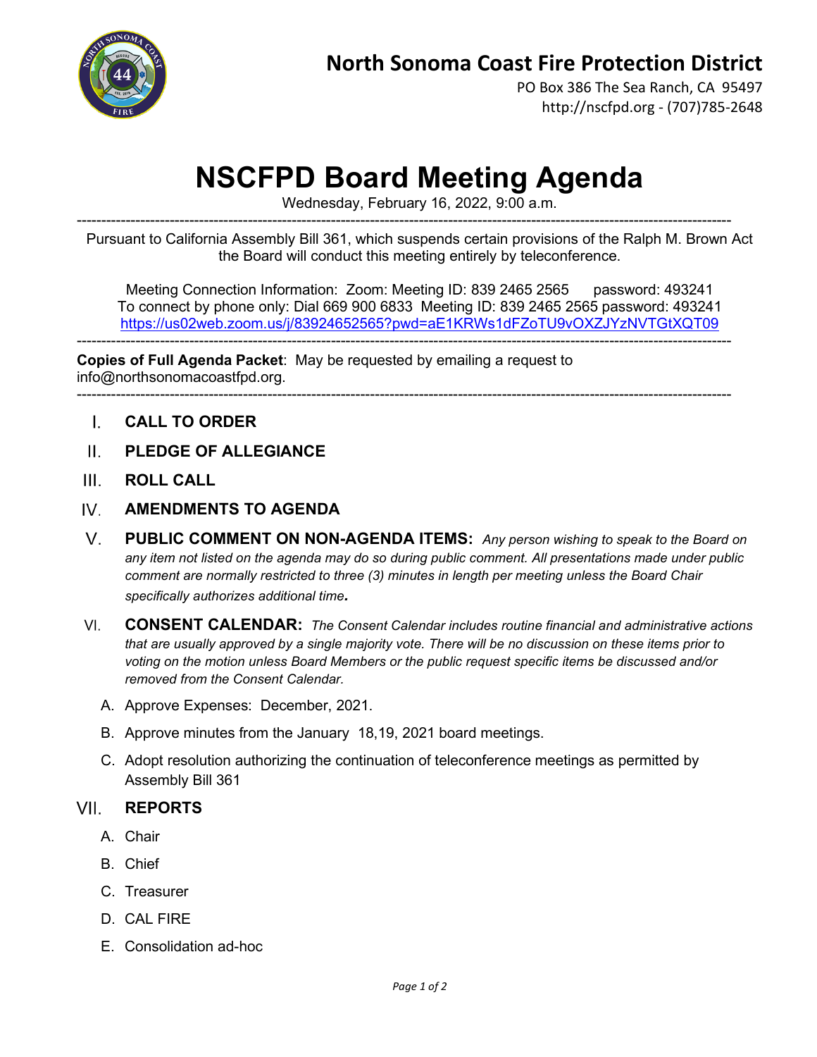# North Sonoma Coast Fire Protection District

PO Box 386 The Sea Ranch, CA 95497
http://nscfpd.org - (707)785-2648

# NSCFPD Board Meeting Agenda

Wednesday, February 16, 2022, 9:00 a.m.

---

Pursuant to California Assembly Bill 361, which suspends certain provisions of the Ralph M. Brown Act the Board will conduct this meeting entirely by teleconference.

Meeting Connection Information: Zoom: Meeting ID: 839 2465 2565 password: 493241
To connect by phone only: Dial 669 900 6833 Meeting ID: 839 2465 2565 password: 493241
https://us02web.zoom.us/j/83924652565?pwd=aE1KRWs1dFZoTU9vOXZJYzNVTGtXQT09

---

**Copies of Full Agenda Packet**: May be requested by emailing a request to info@northsonomacoastfpd.org.

---

I. **CALL TO ORDER**

II. **PLEDGE OF ALLEGIANCE**

III. **ROLL CALL**

IV. **AMENDMENTS TO AGENDA**

V. **PUBLIC COMMENT ON NON-AGENDA ITEMS:** *Any person wishing to speak to the Board on any item not listed on the agenda may do so during public comment. All presentations made under public comment are normally restricted to three (3) minutes in length per meeting unless the Board Chair specifically authorizes additional time.*

VI. **CONSENT CALENDAR:** *The Consent Calendar includes routine financial and administrative actions that are usually approved by a single majority vote. There will be no discussion on these items prior to voting on the motion unless Board Members or the public request specific items be discussed and/or removed from the Consent Calendar.*

   A. Approve Expenses: December, 2021.

   B. Approve minutes from the January 18,19, 2021 board meetings.

   C. Adopt resolution authorizing the continuation of teleconference meetings as permitted by Assembly Bill 361

VII. **REPORTS**

   A. Chair

   B. Chief

   C. Treasurer

   D. CAL FIRE

   E. Consolidation ad-hoc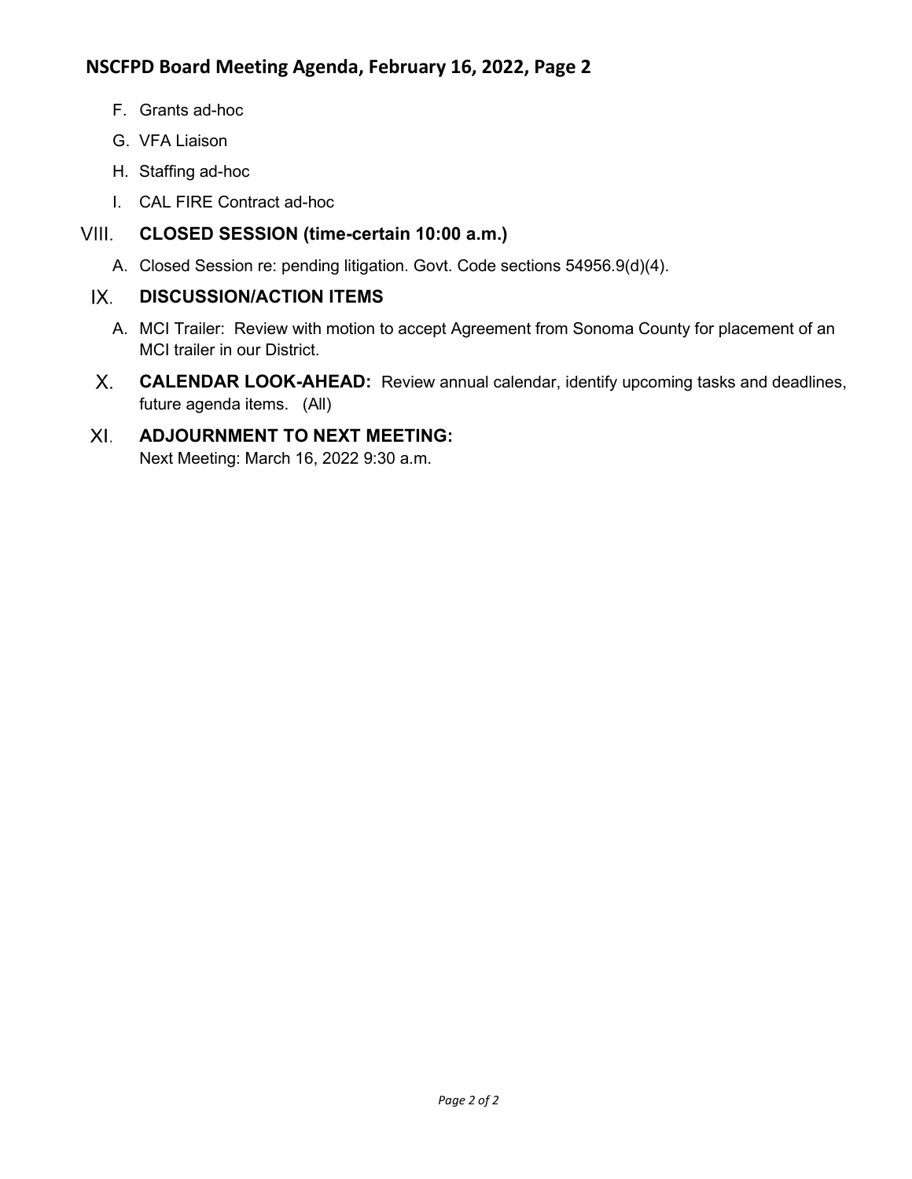F. Grants ad-hoc
G. VFA Liaison
H. Staffing ad-hoc
I. CAL FIRE Contract ad-hoc

## VIII. CLOSED SESSION (time-certain 10:00 a.m.)

A. Closed Session re: pending litigation. Govt. Code sections 54956.9(d)(4).

## IX. DISCUSSION/ACTION ITEMS

A. MCI Trailer: Review with motion to accept Agreement from Sonoma County for placement of an MCI trailer in our District.

## X. CALENDAR LOOK-AHEAD:

Review annual calendar, identify upcoming tasks and deadlines, future agenda items. (All)

## XI. ADJOURNMENT TO NEXT MEETING:

Next Meeting: March 16, 2022 9:30 a.m.